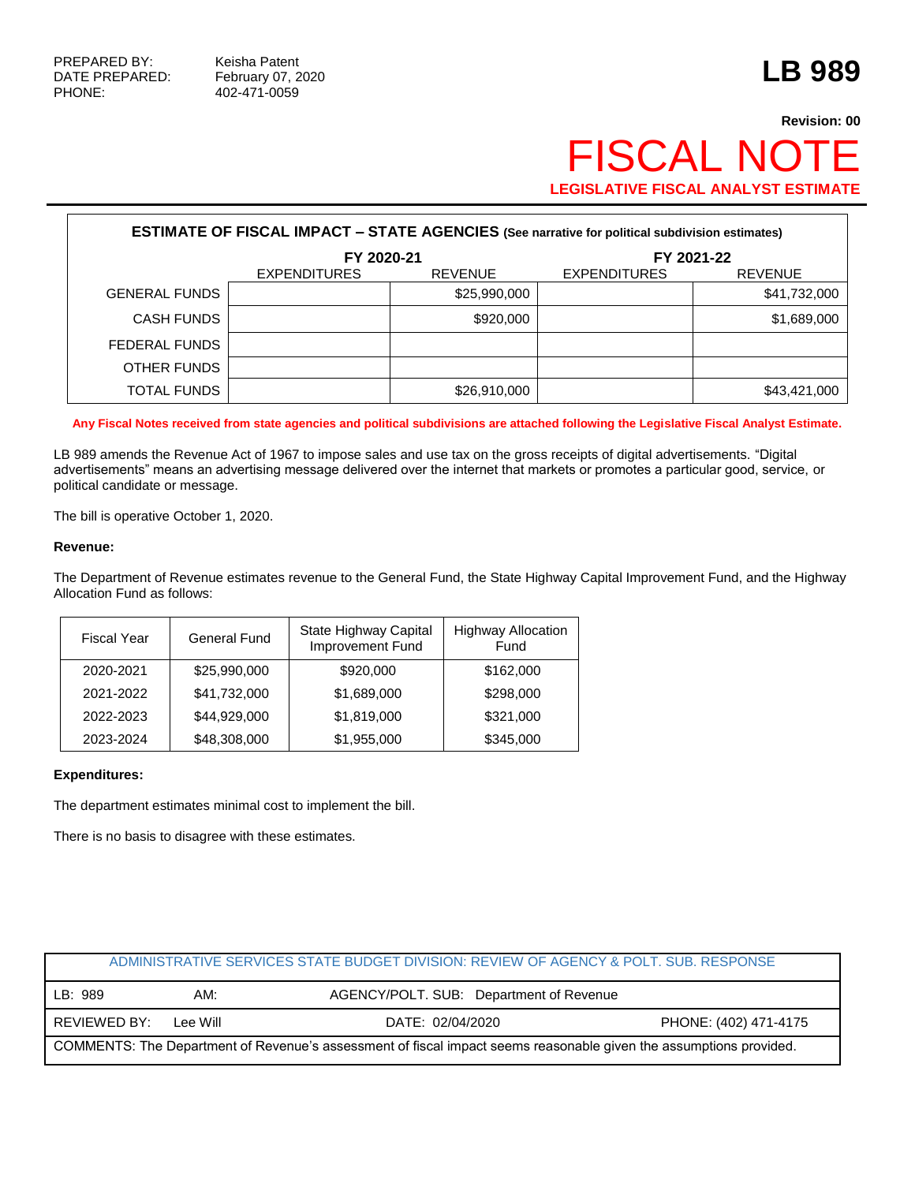PREPARED BY: Keisha Patent
DATE PREPARED: February 07, 2020
PHONE: 402-471-0059

# LB 989

**Revision: 00**

# FISCAL NOTE

**LEGISLATIVE FISCAL ANALYST ESTIMATE**

**ESTIMATE OF FISCAL IMPACT – STATE AGENCIES** (See narrative for political subdivision estimates)

| | FY 2020-21 | | FY 2021-22 | |
|---|---|---|---|---|
| | EXPENDITURES | REVENUE | EXPENDITURES | REVENUE |
| GENERAL FUNDS | | $25,990,000 | | $41,732,000 |
| CASH FUNDS | | $920,000 | | $1,689,000 |
| FEDERAL FUNDS | | | | |
| OTHER FUNDS | | | | |
| TOTAL FUNDS | | $26,910,000 | | $43,421,000 |

**Any Fiscal Notes received from state agencies and political subdivisions are attached following the Legislative Fiscal Analyst Estimate.**

LB 989 amends the Revenue Act of 1967 to impose sales and use tax on the gross receipts of digital advertisements. "Digital advertisements" means an advertising message delivered over the internet that markets or promotes a particular good, service, or political candidate or message.

The bill is operative October 1, 2020.

**Revenue:**

The Department of Revenue estimates revenue to the General Fund, the State Highway Capital Improvement Fund, and the Highway Allocation Fund as follows:

| Fiscal Year | General Fund | State Highway Capital Improvement Fund | Highway Allocation Fund |
|---|---|---|---|
| 2020-2021 | $25,990,000 | $920,000 | $162,000 |
| 2021-2022 | $41,732,000 | $1,689,000 | $298,000 |
| 2022-2023 | $44,929,000 | $1,819,000 | $321,000 |
| 2023-2024 | $48,308,000 | $1,955,000 | $345,000 |

**Expenditures:**

The department estimates minimal cost to implement the bill.

There is no basis to disagree with these estimates.

| ADMINISTRATIVE SERVICES STATE BUDGET DIVISION: REVIEW OF AGENCY & POLT. SUB. RESPONSE | | |
|---|---|---|
| LB: 989 AM: | AGENCY/POLT. SUB: Department of Revenue | |
| REVIEWED BY: Lee Will | DATE: 02/04/2020 | PHONE: (402) 471-4175 |
| COMMENTS: The Department of Revenue's assessment of fiscal impact seems reasonable given the assumptions provided. | | |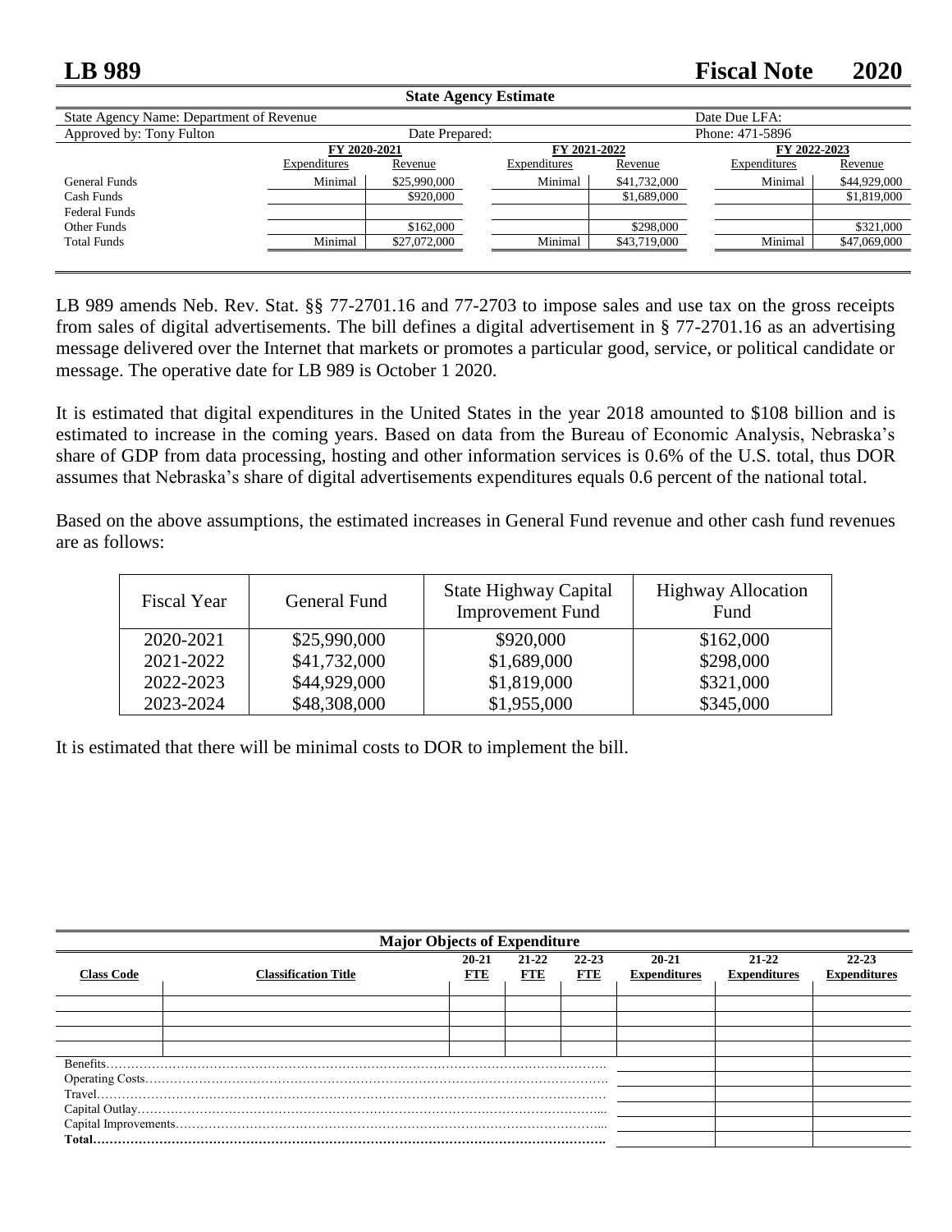# LB 989 Fiscal Note 2020

**State Agency Estimate**

| State Agency Name: Department of Revenue | | | | | Date Due LFA: | |
|---|---|---|---|---|---|---|
| Approved by: Tony Fulton | | Date Prepared: | | | Phone: 471-5896 | |
| | FY 2020-2021 | | FY 2021-2022 | | FY 2022-2023 | |
| | Expenditures | Revenue | Expenditures | Revenue | Expenditures | Revenue |
| General Funds | Minimal | $25,990,000 | Minimal | $41,732,000 | Minimal | $44,929,000 |
| Cash Funds | | $920,000 | | $1,689,000 | | $1,819,000 |
| Federal Funds | | | | | | |
| Other Funds | | $162,000 | | $298,000 | | $321,000 |
| Total Funds | Minimal | $27,072,000 | Minimal | $43,719,000 | Minimal | $47,069,000 |

LB 989 amends Neb. Rev. Stat. §§ 77-2701.16 and 77-2703 to impose sales and use tax on the gross receipts from sales of digital advertisements. The bill defines a digital advertisement in § 77-2701.16 as an advertising message delivered over the Internet that markets or promotes a particular good, service, or political candidate or message. The operative date for LB 989 is October 1 2020.

It is estimated that digital expenditures in the United States in the year 2018 amounted to $108 billion and is estimated to increase in the coming years. Based on data from the Bureau of Economic Analysis, Nebraska's share of GDP from data processing, hosting and other information services is 0.6% of the U.S. total, thus DOR assumes that Nebraska's share of digital advertisements expenditures equals 0.6 percent of the national total.

Based on the above assumptions, the estimated increases in General Fund revenue and other cash fund revenues are as follows:

| Fiscal Year | General Fund | State Highway Capital Improvement Fund | Highway Allocation Fund |
|---|---|---|---|
| 2020-2021 | $25,990,000 | $920,000 | $162,000 |
| 2021-2022 | $41,732,000 | $1,689,000 | $298,000 |
| 2022-2023 | $44,929,000 | $1,819,000 | $321,000 |
| 2023-2024 | $48,308,000 | $1,955,000 | $345,000 |

It is estimated that there will be minimal costs to DOR to implement the bill.

**Major Objects of Expenditure**

| Class Code | Classification Title | 20-21 FTE | 21-22 FTE | 22-23 FTE | 20-21 Expenditures | 21-22 Expenditures | 22-23 Expenditures |
|---|---|---|---|---|---|---|---|
| | | | | | | | |
| | | | | | | | |
| | | | | | | | |
| | | | | | | | |
| Benefits | | | | | | | |
| Operating Costs | | | | | | | |
| Travel | | | | | | | |
| Capital Outlay | | | | | | | |
| Capital Improvements | | | | | | | |
| **Total** | | | | | | | |